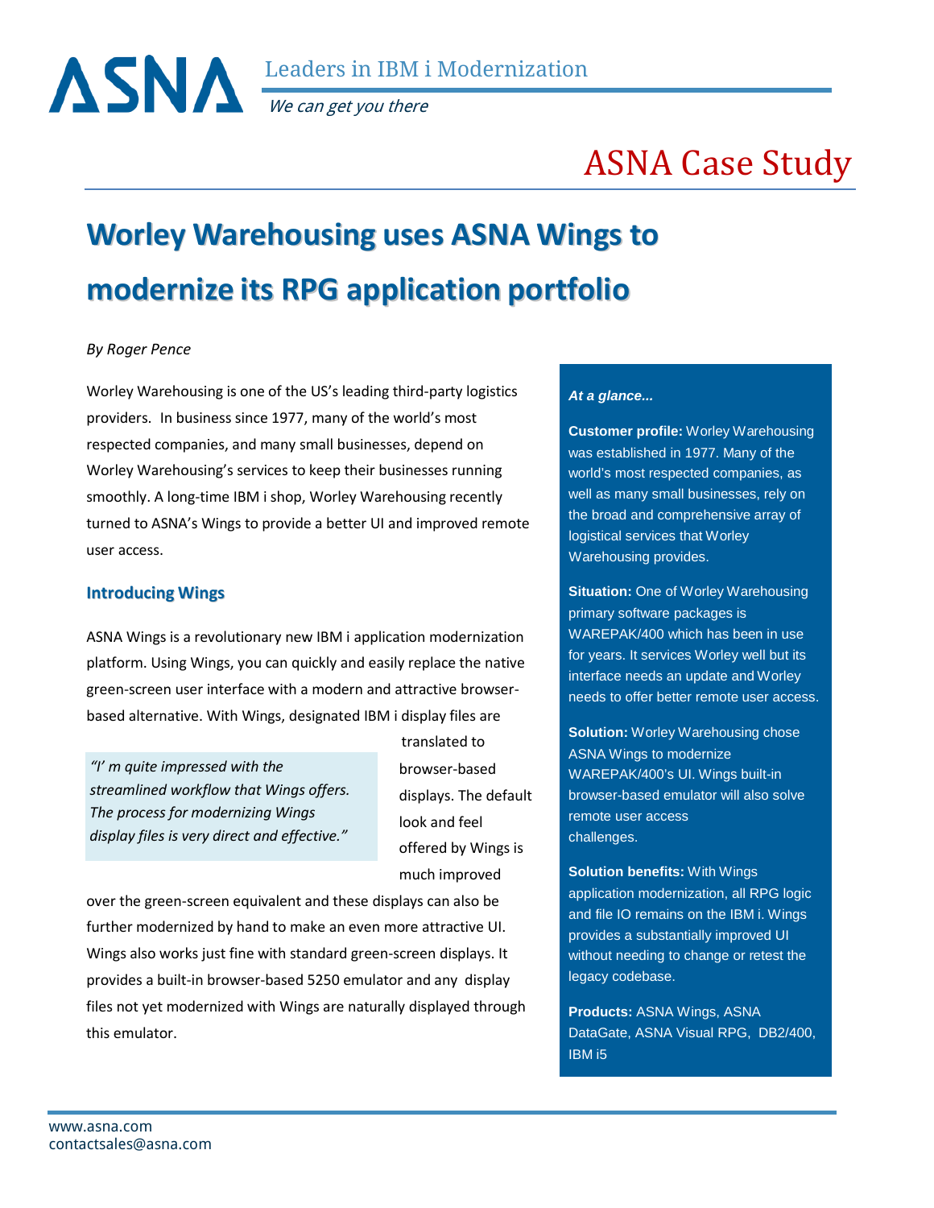ASNA Leaders in IBM i Modernization

*We can get you there*

# ASNA Case Study

## Worley Warehousing uses ASNA Wings to modernize its RPG application portfolio

*By Roger Pence*

Worley Warehousing is one of the US's leading third-party logistics providers. In business since 1977, many of the world's most respected companies, and many small businesses, depend on Worley Warehousing's services to keep their businesses running smoothly. A long-time IBM i shop, Worley Warehousing recently turned to ASNA's Wings to provide a better UI and improved remote user access.

### Introducing Wings

ASNA Wings is a revolutionary new IBM i application modernization platform. Using Wings, you can quickly and easily replace the native green-screen user interface with a modern and attractive browser-based alternative. With Wings, designated IBM i display files are translated to browser-based displays. The default look and feel offered by Wings is much improved over the green-screen equivalent and these displays can also be further modernized by hand to make an even more attractive UI. Wings also works just fine with standard green-screen displays. It provides a built-in browser-based 5250 emulator and any display files not yet modernized with Wings are naturally displayed through this emulator.

> *"I' m quite impressed with the streamlined workflow that Wings offers. The process for modernizing Wings display files is very direct and effective."*

***At a glance...***

**Customer profile:** Worley Warehousing was established in 1977. Many of the world's most respected companies, as well as many small businesses, rely on the broad and comprehensive array of logistical services that Worley Warehousing provides.

**Situation:** One of Worley Warehousing primary software packages is WAREPAK/400 which has been in use for years. It services Worley well but its interface needs an update and Worley needs to offer better remote user access.

**Solution:** Worley Warehousing chose ASNA Wings to modernize WAREPAK/400's UI. Wings built-in browser-based emulator will also solve remote user access challenges.

**Solution benefits:** With Wings application modernization, all RPG logic and file IO remains on the IBM i. Wings provides a substantially improved UI without needing to change or retest the legacy codebase.

**Products:** ASNA Wings, ASNA DataGate, ASNA Visual RPG, DB2/400, IBM i5

www.asna.com
contactsales@asna.com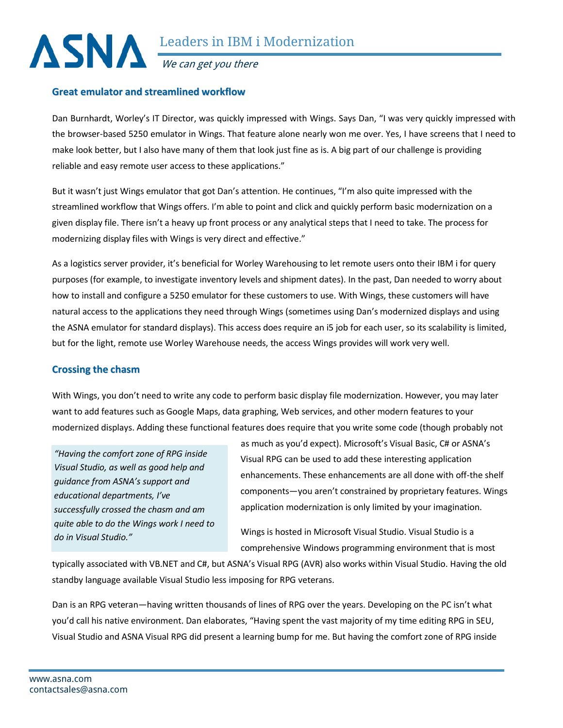## Great emulator and streamlined workflow

Dan Burnhardt, Worley's IT Director, was quickly impressed with Wings. Says Dan, "I was very quickly impressed with the browser-based 5250 emulator in Wings. That feature alone nearly won me over. Yes, I have screens that I need to make look better, but I also have many of them that look just fine as is. A big part of our challenge is providing reliable and easy remote user access to these applications."

But it wasn't just Wings emulator that got Dan's attention. He continues, "I'm also quite impressed with the streamlined workflow that Wings offers. I'm able to point and click and quickly perform basic modernization on a given display file. There isn't a heavy up front process or any analytical steps that I need to take. The process for modernizing display files with Wings is very direct and effective."

As a logistics server provider, it's beneficial for Worley Warehousing to let remote users onto their IBM i for query purposes (for example, to investigate inventory levels and shipment dates). In the past, Dan needed to worry about how to install and configure a 5250 emulator for these customers to use. With Wings, these customers will have natural access to the applications they need through Wings (sometimes using Dan's modernized displays and using the ASNA emulator for standard displays). This access does require an i5 job for each user, so its scalability is limited, but for the light, remote use Worley Warehouse needs, the access Wings provides will work very well.

## Crossing the chasm

With Wings, you don't need to write any code to perform basic display file modernization. However, you may later want to add features such as Google Maps, data graphing, Web services, and other modern features to your modernized displays. Adding these functional features does require that you write some code (though probably not as much as you'd expect). Microsoft's Visual Basic, C# or ASNA's Visual RPG can be used to add these interesting application enhancements. These enhancements are all done with off-the shelf components—you aren't constrained by proprietary features. Wings application modernization is only limited by your imagination.

> *"Having the comfort zone of RPG inside Visual Studio, as well as good help and guidance from ASNA's support and educational departments, I've successfully crossed the chasm and am quite able to do the Wings work I need to do in Visual Studio."*

Wings is hosted in Microsoft Visual Studio. Visual Studio is a comprehensive Windows programming environment that is most typically associated with VB.NET and C#, but ASNA's Visual RPG (AVR) also works within Visual Studio. Having the old standby language available Visual Studio less imposing for RPG veterans.

Dan is an RPG veteran—having written thousands of lines of RPG over the years. Developing on the PC isn't what you'd call his native environment. Dan elaborates, "Having spent the vast majority of my time editing RPG in SEU, Visual Studio and ASNA Visual RPG did present a learning bump for me. But having the comfort zone of RPG inside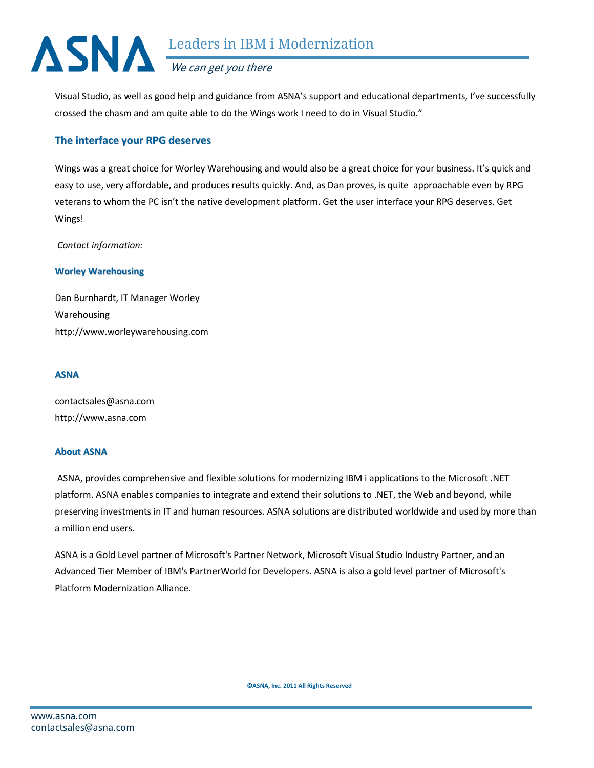Visual Studio, as well as good help and guidance from ASNA's support and educational departments, I've successfully crossed the chasm and am quite able to do the Wings work I need to do in Visual Studio."

## The interface your RPG deserves

Wings was a great choice for Worley Warehousing and would also be a great choice for your business. It's quick and easy to use, very affordable, and produces results quickly. And, as Dan proves, is quite approachable even by RPG veterans to whom the PC isn't the native development platform. Get the user interface your RPG deserves. Get Wings!

*Contact information:*

### Worley Warehousing

Dan Burnhardt, IT Manager Worley
Warehousing
http://www.worleywarehousing.com

### ASNA

contactsales@asna.com
http://www.asna.com

### About ASNA

ASNA, provides comprehensive and flexible solutions for modernizing IBM i applications to the Microsoft .NET platform. ASNA enables companies to integrate and extend their solutions to .NET, the Web and beyond, while preserving investments in IT and human resources. ASNA solutions are distributed worldwide and used by more than a million end users.

ASNA is a Gold Level partner of Microsoft's Partner Network, Microsoft Visual Studio Industry Partner, and an Advanced Tier Member of IBM's PartnerWorld for Developers. ASNA is also a gold level partner of Microsoft's Platform Modernization Alliance.

**©ASNA, Inc. 2011 All Rights Reserved**